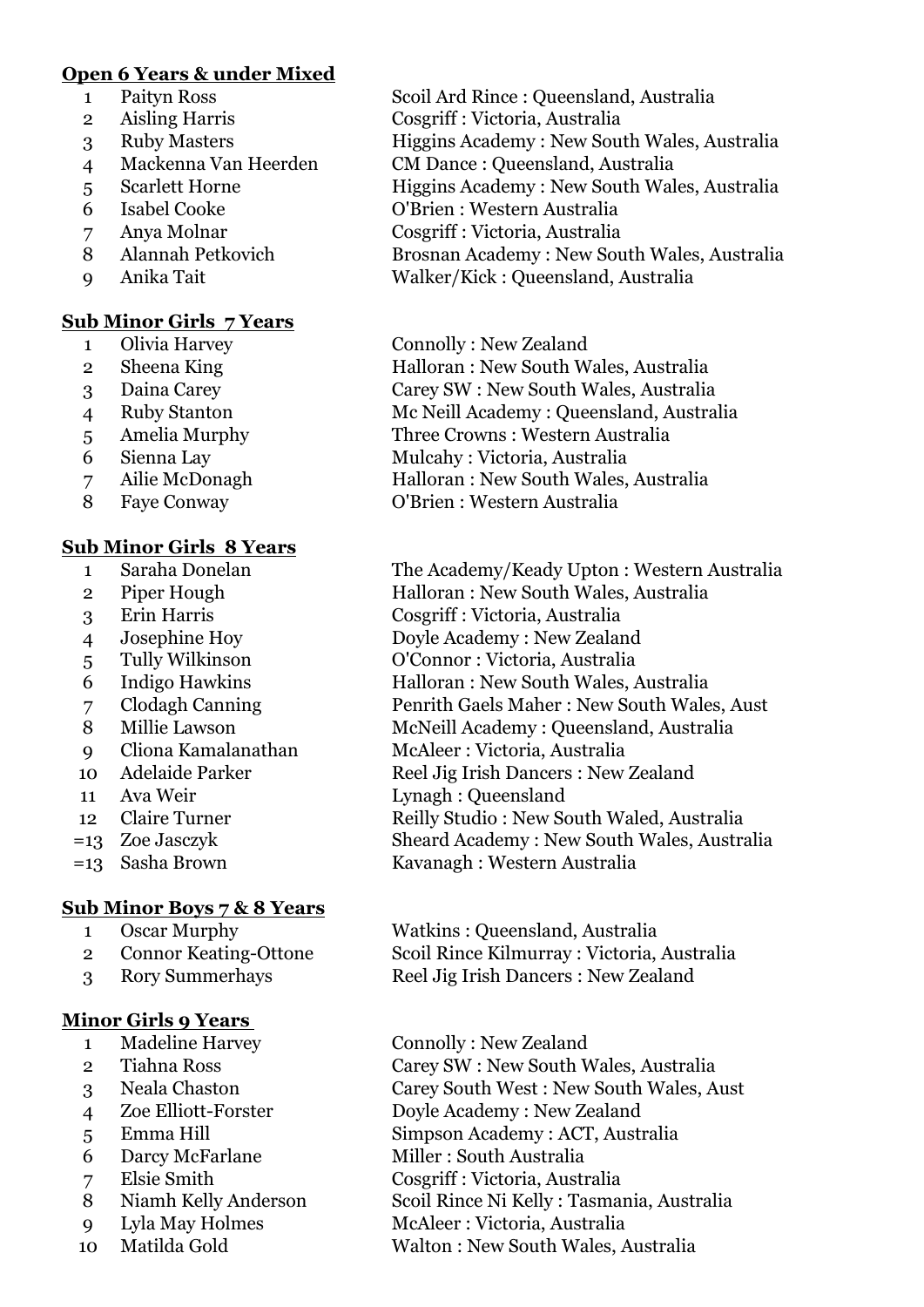**Open 6 Years & under Mixed**

| | | |
|---|---|---|
| 1 | Paityn Ross | Scoil Ard Rince : Queensland, Australia |
| 2 | Aisling Harris | Cosgriff : Victoria, Australia |
| 3 | Ruby Masters | Higgins Academy : New South Wales, Australia |
| 4 | Mackenna Van Heerden | CM Dance : Queensland, Australia |
| 5 | Scarlett Horne | Higgins Academy : New South Wales, Australia |
| 6 | Isabel Cooke | O'Brien : Western Australia |
| 7 | Anya Molnar | Cosgriff : Victoria, Australia |
| 8 | Alannah Petkovich | Brosnan Academy : New South Wales, Australia |
| 9 | Anika Tait | Walker/Kick : Queensland, Australia |

**Sub Minor Girls 7 Years**

| | | |
|---|---|---|
| 1 | Olivia Harvey | Connolly : New Zealand |
| 2 | Sheena King | Halloran : New South Wales, Australia |
| 3 | Daina Carey | Carey SW : New South Wales, Australia |
| 4 | Ruby Stanton | Mc Neill Academy : Queensland, Australia |
| 5 | Amelia Murphy | Three Crowns : Western Australia |
| 6 | Sienna Lay | Mulcahy : Victoria, Australia |
| 7 | Ailie McDonagh | Halloran : New South Wales, Australia |
| 8 | Faye Conway | O'Brien : Western Australia |

**Sub Minor Girls 8 Years**

| | | |
|---|---|---|
| 1 | Saraha Donelan | The Academy/Keady Upton : Western Australia |
| 2 | Piper Hough | Halloran : New South Wales, Australia |
| 3 | Erin Harris | Cosgriff : Victoria, Australia |
| 4 | Josephine Hoy | Doyle Academy : New Zealand |
| 5 | Tully Wilkinson | O'Connor : Victoria, Australia |
| 6 | Indigo Hawkins | Halloran : New South Wales, Australia |
| 7 | Clodagh Canning | Penrith Gaels Maher : New South Wales, Aust |
| 8 | Millie Lawson | McNeill Academy : Queensland, Australia |
| 9 | Cliona Kamalanathan | McAleer : Victoria, Australia |
| 10 | Adelaide Parker | Reel Jig Irish Dancers : New Zealand |
| 11 | Ava Weir | Lynagh : Queensland |
| 12 | Claire Turner | Reilly Studio : New South Waled, Australia |
| =13 | Zoe Jasczyk | Sheard Academy : New South Wales, Australia |
| =13 | Sasha Brown | Kavanagh : Western Australia |

**Sub Minor Boys 7 & 8 Years**

| | | |
|---|---|---|
| 1 | Oscar Murphy | Watkins : Queensland, Australia |
| 2 | Connor Keating-Ottone | Scoil Rince Kilmurray : Victoria, Australia |
| 3 | Rory Summerhays | Reel Jig Irish Dancers : New Zealand |

**Minor Girls 9 Years**

| | | |
|---|---|---|
| 1 | Madeline Harvey | Connolly : New Zealand |
| 2 | Tiahna Ross | Carey SW : New South Wales, Australia |
| 3 | Neala Chaston | Carey South West : New South Wales, Aust |
| 4 | Zoe Elliott-Forster | Doyle Academy : New Zealand |
| 5 | Emma Hill | Simpson Academy : ACT, Australia |
| 6 | Darcy McFarlane | Miller : South Australia |
| 7 | Elsie Smith | Cosgriff : Victoria, Australia |
| 8 | Niamh Kelly Anderson | Scoil Rince Ni Kelly : Tasmania, Australia |
| 9 | Lyla May Holmes | McAleer : Victoria, Australia |
| 10 | Matilda Gold | Walton : New South Wales, Australia |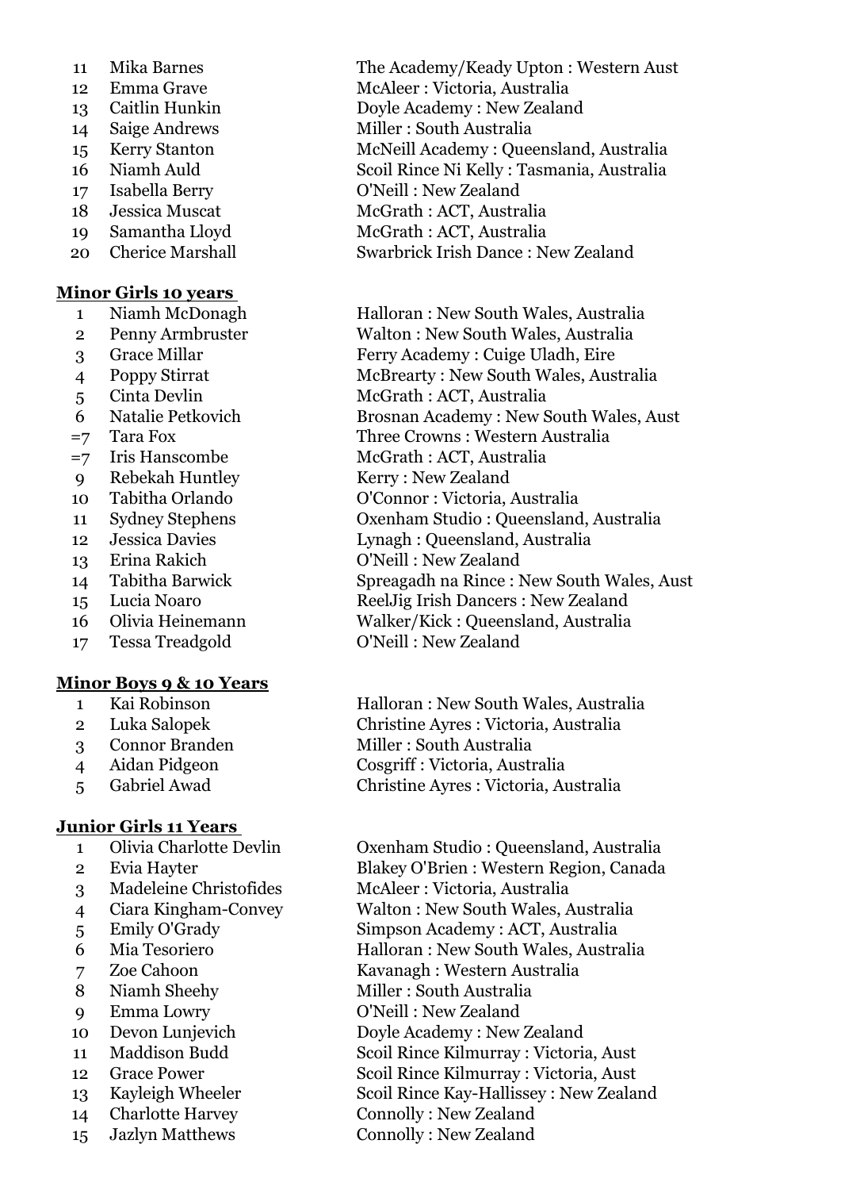| | | |
|---|---|---|
| 11 | Mika Barnes | The Academy/Keady Upton : Western Aust |
| 12 | Emma Grave | McAleer : Victoria, Australia |
| 13 | Caitlin Hunkin | Doyle Academy : New Zealand |
| 14 | Saige Andrews | Miller : South Australia |
| 15 | Kerry Stanton | McNeill Academy : Queensland, Australia |
| 16 | Niamh Auld | Scoil Rince Ni Kelly : Tasmania, Australia |
| 17 | Isabella Berry | O'Neill : New Zealand |
| 18 | Jessica Muscat | McGrath : ACT, Australia |
| 19 | Samantha Lloyd | McGrath : ACT, Australia |
| 20 | Cherice Marshall | Swarbrick Irish Dance : New Zealand |

**Minor Girls 10 years**

| | | |
|---|---|---|
| 1 | Niamh McDonagh | Halloran : New South Wales, Australia |
| 2 | Penny Armbruster | Walton : New South Wales, Australia |
| 3 | Grace Millar | Ferry Academy : Cuige Uladh, Eire |
| 4 | Poppy Stirrat | McBrearty : New South Wales, Australia |
| 5 | Cinta Devlin | McGrath : ACT, Australia |
| 6 | Natalie Petkovich | Brosnan Academy : New South Wales, Aust |
| =7 | Tara Fox | Three Crowns : Western Australia |
| =7 | Iris Hanscombe | McGrath : ACT, Australia |
| 9 | Rebekah Huntley | Kerry : New Zealand |
| 10 | Tabitha Orlando | O'Connor : Victoria, Australia |
| 11 | Sydney Stephens | Oxenham Studio : Queensland, Australia |
| 12 | Jessica Davies | Lynagh : Queensland, Australia |
| 13 | Erina Rakich | O'Neill : New Zealand |
| 14 | Tabitha Barwick | Spreagadh na Rince : New South Wales, Aust |
| 15 | Lucia Noaro | ReelJig Irish Dancers : New Zealand |
| 16 | Olivia Heinemann | Walker/Kick : Queensland, Australia |
| 17 | Tessa Treadgold | O'Neill : New Zealand |

**Minor Boys 9 & 10 Years**

| | | |
|---|---|---|
| 1 | Kai Robinson | Halloran : New South Wales, Australia |
| 2 | Luka Salopek | Christine Ayres : Victoria, Australia |
| 3 | Connor Branden | Miller : South Australia |
| 4 | Aidan Pidgeon | Cosgriff : Victoria, Australia |
| 5 | Gabriel Awad | Christine Ayres : Victoria, Australia |

**Junior Girls 11 Years**

| | | |
|---|---|---|
| 1 | Olivia Charlotte Devlin | Oxenham Studio : Queensland, Australia |
| 2 | Evia Hayter | Blakey O'Brien : Western Region, Canada |
| 3 | Madeleine Christofides | McAleer : Victoria, Australia |
| 4 | Ciara Kingham-Convey | Walton : New South Wales, Australia |
| 5 | Emily O'Grady | Simpson Academy : ACT, Australia |
| 6 | Mia Tesoriero | Halloran : New South Wales, Australia |
| 7 | Zoe Cahoon | Kavanagh : Western Australia |
| 8 | Niamh Sheehy | Miller : South Australia |
| 9 | Emma Lowry | O'Neill : New Zealand |
| 10 | Devon Lunjevich | Doyle Academy : New Zealand |
| 11 | Maddison Budd | Scoil Rince Kilmurray : Victoria, Aust |
| 12 | Grace Power | Scoil Rince Kilmurray : Victoria, Aust |
| 13 | Kayleigh Wheeler | Scoil Rince Kay-Hallissey : New Zealand |
| 14 | Charlotte Harvey | Connolly : New Zealand |
| 15 | Jazlyn Matthews | Connolly : New Zealand |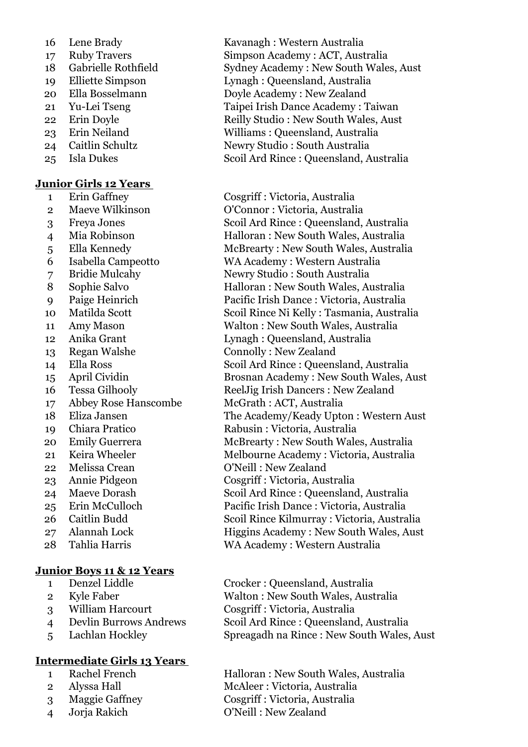| | | |
|---|---|---|
| 16 | Lene Brady | Kavanagh : Western Australia |
| 17 | Ruby Travers | Simpson Academy : ACT, Australia |
| 18 | Gabrielle Rothfield | Sydney Academy : New South Wales, Aust |
| 19 | Elliette Simpson | Lynagh : Queensland, Australia |
| 20 | Ella Bosselmann | Doyle Academy : New Zealand |
| 21 | Yu-Lei Tseng | Taipei Irish Dance Academy : Taiwan |
| 22 | Erin Doyle | Reilly Studio : New South Wales, Aust |
| 23 | Erin Neiland | Williams : Queensland, Australia |
| 24 | Caitlin Schultz | Newry Studio : South Australia |
| 25 | Isla Dukes | Scoil Ard Rince : Queensland, Australia |

**Junior Girls 12 Years**

| | | |
|---|---|---|
| 1 | Erin Gaffney | Cosgriff : Victoria, Australia |
| 2 | Maeve Wilkinson | O'Connor : Victoria, Australia |
| 3 | Freya Jones | Scoil Ard Rince : Queensland, Australia |
| 4 | Mia Robinson | Halloran : New South Wales, Australia |
| 5 | Ella Kennedy | McBrearty : New South Wales, Australia |
| 6 | Isabella Campeotto | WA Academy : Western Australia |
| 7 | Bridie Mulcahy | Newry Studio : South Australia |
| 8 | Sophie Salvo | Halloran : New South Wales, Australia |
| 9 | Paige Heinrich | Pacific Irish Dance : Victoria, Australia |
| 10 | Matilda Scott | Scoil Rince Ni Kelly : Tasmania, Australia |
| 11 | Amy Mason | Walton : New South Wales, Australia |
| 12 | Anika Grant | Lynagh : Queensland, Australia |
| 13 | Regan Walshe | Connolly : New Zealand |
| 14 | Ella Ross | Scoil Ard Rince : Queensland, Australia |
| 15 | April Cividin | Brosnan Academy : New South Wales, Aust |
| 16 | Tessa Gilhooly | ReelJig Irish Dancers : New Zealand |
| 17 | Abbey Rose Hanscombe | McGrath : ACT, Australia |
| 18 | Eliza Jansen | The Academy/Keady Upton : Western Aust |
| 19 | Chiara Pratico | Rabusin : Victoria, Australia |
| 20 | Emily Guerrera | McBrearty : New South Wales, Australia |
| 21 | Keira Wheeler | Melbourne Academy : Victoria, Australia |
| 22 | Melissa Crean | O'Neill : New Zealand |
| 23 | Annie Pidgeon | Cosgriff : Victoria, Australia |
| 24 | Maeve Dorash | Scoil Ard Rince : Queensland, Australia |
| 25 | Erin McCulloch | Pacific Irish Dance : Victoria, Australia |
| 26 | Caitlin Budd | Scoil Rince Kilmurray : Victoria, Australia |
| 27 | Alannah Lock | Higgins Academy : New South Wales, Aust |
| 28 | Tahlia Harris | WA Academy : Western Australia |

**Junior Boys 11 & 12 Years**

| | | |
|---|---|---|
| 1 | Denzel Liddle | Crocker : Queensland, Australia |
| 2 | Kyle Faber | Walton : New South Wales, Australia |
| 3 | William Harcourt | Cosgriff : Victoria, Australia |
| 4 | Devlin Burrows Andrews | Scoil Ard Rince : Queensland, Australia |
| 5 | Lachlan Hockley | Spreagadh na Rince : New South Wales, Aust |

**Intermediate Girls 13 Years**

| | | |
|---|---|---|
| 1 | Rachel French | Halloran : New South Wales, Australia |
| 2 | Alyssa Hall | McAleer : Victoria, Australia |
| 3 | Maggie Gaffney | Cosgriff : Victoria, Australia |
| 4 | Jorja Rakich | O'Neill : New Zealand |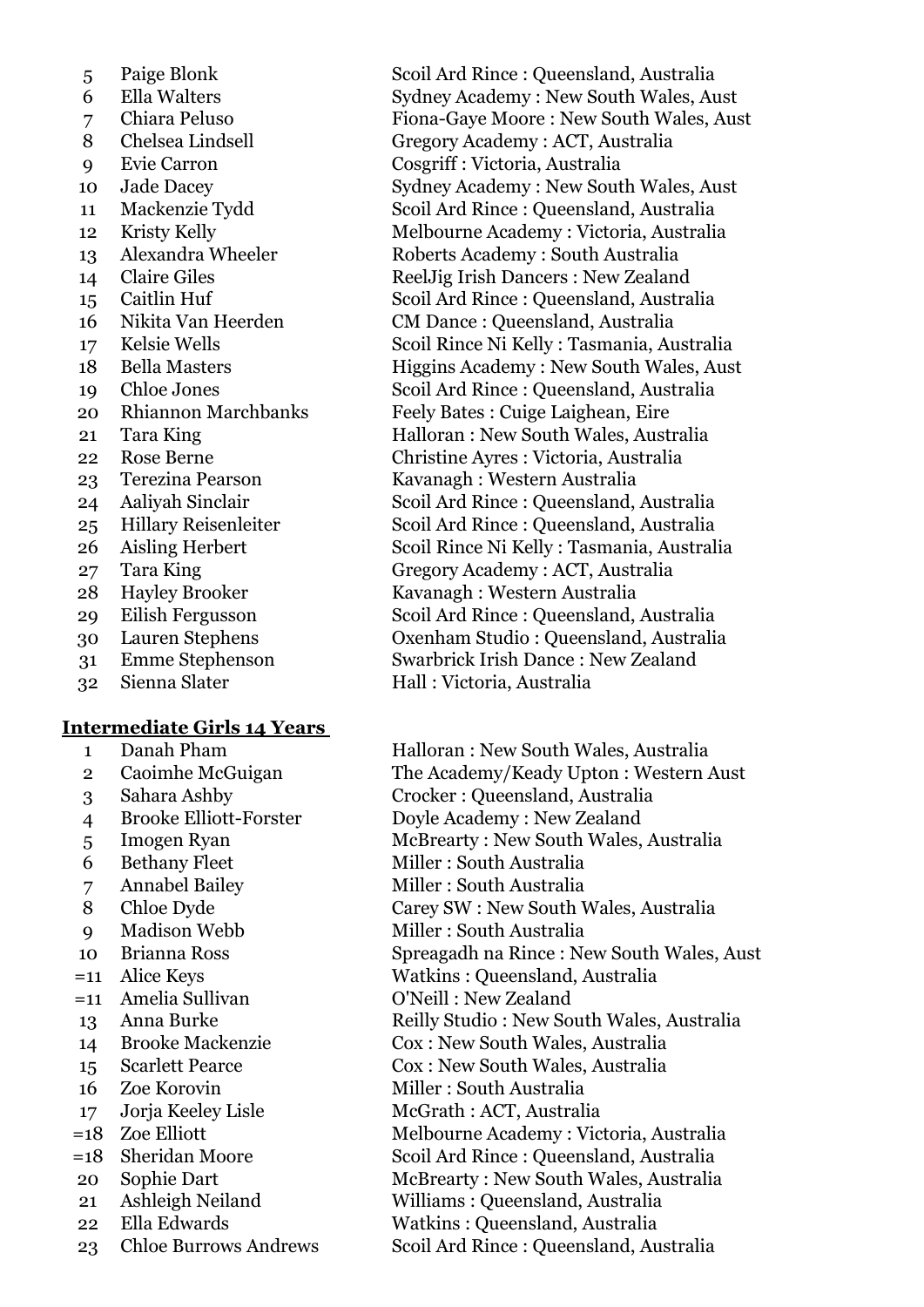| | | |
|---|---|---|
| 5 | Paige Blonk | Scoil Ard Rince : Queensland, Australia |
| 6 | Ella Walters | Sydney Academy : New South Wales, Aust |
| 7 | Chiara Peluso | Fiona-Gaye Moore : New South Wales, Aust |
| 8 | Chelsea Lindsell | Gregory Academy : ACT, Australia |
| 9 | Evie Carron | Cosgriff : Victoria, Australia |
| 10 | Jade Dacey | Sydney Academy : New South Wales, Aust |
| 11 | Mackenzie Tydd | Scoil Ard Rince : Queensland, Australia |
| 12 | Kristy Kelly | Melbourne Academy : Victoria, Australia |
| 13 | Alexandra Wheeler | Roberts Academy : South Australia |
| 14 | Claire Giles | ReelJig Irish Dancers : New Zealand |
| 15 | Caitlin Huf | Scoil Ard Rince : Queensland, Australia |
| 16 | Nikita Van Heerden | CM Dance : Queensland, Australia |
| 17 | Kelsie Wells | Scoil Rince Ni Kelly : Tasmania, Australia |
| 18 | Bella Masters | Higgins Academy : New South Wales, Aust |
| 19 | Chloe Jones | Scoil Ard Rince : Queensland, Australia |
| 20 | Rhiannon Marchbanks | Feely Bates : Cuige Laighean, Eire |
| 21 | Tara King | Halloran : New South Wales, Australia |
| 22 | Rose Berne | Christine Ayres : Victoria, Australia |
| 23 | Terezina Pearson | Kavanagh : Western Australia |
| 24 | Aaliyah Sinclair | Scoil Ard Rince : Queensland, Australia |
| 25 | Hillary Reisenleiter | Scoil Ard Rince : Queensland, Australia |
| 26 | Aisling Herbert | Scoil Rince Ni Kelly : Tasmania, Australia |
| 27 | Tara King | Gregory Academy : ACT, Australia |
| 28 | Hayley Brooker | Kavanagh : Western Australia |
| 29 | Eilish Fergusson | Scoil Ard Rince : Queensland, Australia |
| 30 | Lauren Stephens | Oxenham Studio : Queensland, Australia |
| 31 | Emme Stephenson | Swarbrick Irish Dance : New Zealand |
| 32 | Sienna Slater | Hall : Victoria, Australia |

**Intermediate Girls 14 Years**

| | | |
|---|---|---|
| 1 | Danah Pham | Halloran : New South Wales, Australia |
| 2 | Caoimhe McGuigan | The Academy/Keady Upton : Western Aust |
| 3 | Sahara Ashby | Crocker : Queensland, Australia |
| 4 | Brooke Elliott-Forster | Doyle Academy : New Zealand |
| 5 | Imogen Ryan | McBrearty : New South Wales, Australia |
| 6 | Bethany Fleet | Miller : South Australia |
| 7 | Annabel Bailey | Miller : South Australia |
| 8 | Chloe Dyde | Carey SW : New South Wales, Australia |
| 9 | Madison Webb | Miller : South Australia |
| 10 | Brianna Ross | Spreagadh na Rince : New South Wales, Aust |
| =11 | Alice Keys | Watkins : Queensland, Australia |
| =11 | Amelia Sullivan | O'Neill : New Zealand |
| 13 | Anna Burke | Reilly Studio : New South Wales, Australia |
| 14 | Brooke Mackenzie | Cox : New South Wales, Australia |
| 15 | Scarlett Pearce | Cox : New South Wales, Australia |
| 16 | Zoe Korovin | Miller : South Australia |
| 17 | Jorja Keeley Lisle | McGrath : ACT, Australia |
| =18 | Zoe Elliott | Melbourne Academy : Victoria, Australia |
| =18 | Sheridan Moore | Scoil Ard Rince : Queensland, Australia |
| 20 | Sophie Dart | McBrearty : New South Wales, Australia |
| 21 | Ashleigh Neiland | Williams : Queensland, Australia |
| 22 | Ella Edwards | Watkins : Queensland, Australia |
| 23 | Chloe Burrows Andrews | Scoil Ard Rince : Queensland, Australia |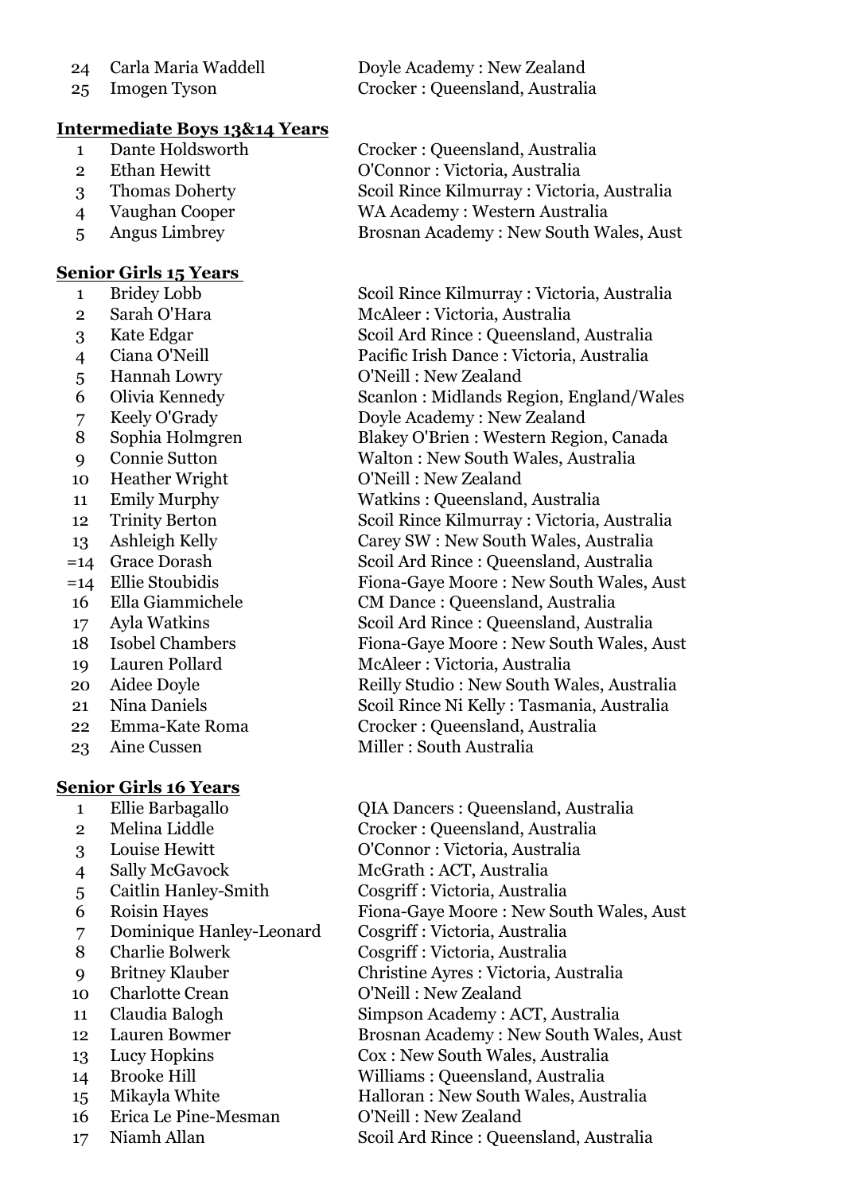| | | |
|---|---|---|
| 24 | Carla Maria Waddell | Doyle Academy : New Zealand |
| 25 | Imogen Tyson | Crocker : Queensland, Australia |

**Intermediate Boys 13&14 Years**

| | | |
|---|---|---|
| 1 | Dante Holdsworth | Crocker : Queensland, Australia |
| 2 | Ethan Hewitt | O'Connor : Victoria, Australia |
| 3 | Thomas Doherty | Scoil Rince Kilmurray : Victoria, Australia |
| 4 | Vaughan Cooper | WA Academy : Western Australia |
| 5 | Angus Limbrey | Brosnan Academy : New South Wales, Aust |

**Senior Girls 15 Years**

| | | |
|---|---|---|
| 1 | Bridey Lobb | Scoil Rince Kilmurray : Victoria, Australia |
| 2 | Sarah O'Hara | McAleer : Victoria, Australia |
| 3 | Kate Edgar | Scoil Ard Rince : Queensland, Australia |
| 4 | Ciana O'Neill | Pacific Irish Dance : Victoria, Australia |
| 5 | Hannah Lowry | O'Neill : New Zealand |
| 6 | Olivia Kennedy | Scanlon : Midlands Region, England/Wales |
| 7 | Keely O'Grady | Doyle Academy : New Zealand |
| 8 | Sophia Holmgren | Blakey O'Brien : Western Region, Canada |
| 9 | Connie Sutton | Walton : New South Wales, Australia |
| 10 | Heather Wright | O'Neill : New Zealand |
| 11 | Emily Murphy | Watkins : Queensland, Australia |
| 12 | Trinity Berton | Scoil Rince Kilmurray : Victoria, Australia |
| 13 | Ashleigh Kelly | Carey SW : New South Wales, Australia |
| =14 | Grace Dorash | Scoil Ard Rince : Queensland, Australia |
| =14 | Ellie Stoubidis | Fiona-Gaye Moore : New South Wales, Aust |
| 16 | Ella Giammichele | CM Dance : Queensland, Australia |
| 17 | Ayla Watkins | Scoil Ard Rince : Queensland, Australia |
| 18 | Isobel Chambers | Fiona-Gaye Moore : New South Wales, Aust |
| 19 | Lauren Pollard | McAleer : Victoria, Australia |
| 20 | Aidee Doyle | Reilly Studio : New South Wales, Australia |
| 21 | Nina Daniels | Scoil Rince Ni Kelly : Tasmania, Australia |
| 22 | Emma-Kate Roma | Crocker : Queensland, Australia |
| 23 | Aine Cussen | Miller : South Australia |

**Senior Girls 16 Years**

| | | |
|---|---|---|
| 1 | Ellie Barbagallo | QIA Dancers : Queensland, Australia |
| 2 | Melina Liddle | Crocker : Queensland, Australia |
| 3 | Louise Hewitt | O'Connor : Victoria, Australia |
| 4 | Sally McGavock | McGrath : ACT, Australia |
| 5 | Caitlin Hanley-Smith | Cosgriff : Victoria, Australia |
| 6 | Roisin Hayes | Fiona-Gaye Moore : New South Wales, Aust |
| 7 | Dominique Hanley-Leonard | Cosgriff : Victoria, Australia |
| 8 | Charlie Bolwerk | Cosgriff : Victoria, Australia |
| 9 | Britney Klauber | Christine Ayres : Victoria, Australia |
| 10 | Charlotte Crean | O'Neill : New Zealand |
| 11 | Claudia Balogh | Simpson Academy : ACT, Australia |
| 12 | Lauren Bowmer | Brosnan Academy : New South Wales, Aust |
| 13 | Lucy Hopkins | Cox : New South Wales, Australia |
| 14 | Brooke Hill | Williams : Queensland, Australia |
| 15 | Mikayla White | Halloran : New South Wales, Australia |
| 16 | Erica Le Pine-Mesman | O'Neill : New Zealand |
| 17 | Niamh Allan | Scoil Ard Rince : Queensland, Australia |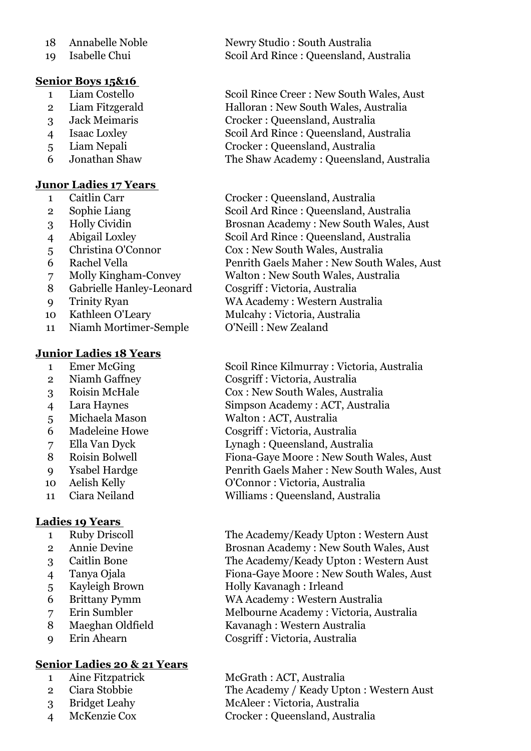| | | |
|---|---|---|
| 18 | Annabelle Noble | Newry Studio : South Australia |
| 19 | Isabelle Chui | Scoil Ard Rince : Queensland, Australia |

**Senior Boys 15&16**

| | | |
|---|---|---|
| 1 | Liam Costello | Scoil Rince Creer : New South Wales, Aust |
| 2 | Liam Fitzgerald | Halloran : New South Wales, Australia |
| 3 | Jack Meimaris | Crocker : Queensland, Australia |
| 4 | Isaac Loxley | Scoil Ard Rince : Queensland, Australia |
| 5 | Liam Nepali | Crocker : Queensland, Australia |
| 6 | Jonathan Shaw | The Shaw Academy : Queensland, Australia |

**Junor Ladies 17 Years**

| | | |
|---|---|---|
| 1 | Caitlin Carr | Crocker : Queensland, Australia |
| 2 | Sophie Liang | Scoil Ard Rince : Queensland, Australia |
| 3 | Holly Cividin | Brosnan Academy : New South Wales, Aust |
| 4 | Abigail Loxley | Scoil Ard Rince : Queensland, Australia |
| 5 | Christina O'Connor | Cox : New South Wales, Australia |
| 6 | Rachel Vella | Penrith Gaels Maher : New South Wales, Aust |
| 7 | Molly Kingham-Convey | Walton : New South Wales, Australia |
| 8 | Gabrielle Hanley-Leonard | Cosgriff : Victoria, Australia |
| 9 | Trinity Ryan | WA Academy : Western Australia |
| 10 | Kathleen O'Leary | Mulcahy : Victoria, Australia |
| 11 | Niamh Mortimer-Semple | O'Neill : New Zealand |

**Junior Ladies 18 Years**

| | | |
|---|---|---|
| 1 | Emer McGing | Scoil Rince Kilmurray : Victoria, Australia |
| 2 | Niamh Gaffney | Cosgriff : Victoria, Australia |
| 3 | Roisin McHale | Cox : New South Wales, Australia |
| 4 | Lara Haynes | Simpson Academy : ACT, Australia |
| 5 | Michaela Mason | Walton : ACT, Australia |
| 6 | Madeleine Howe | Cosgriff : Victoria, Australia |
| 7 | Ella Van Dyck | Lynagh : Queensland, Australia |
| 8 | Roisin Bolwell | Fiona-Gaye Moore : New South Wales, Aust |
| 9 | Ysabel Hardge | Penrith Gaels Maher : New South Wales, Aust |
| 10 | Aelish Kelly | O'Connor : Victoria, Australia |
| 11 | Ciara Neiland | Williams : Queensland, Australia |

**Ladies 19 Years**

| | | |
|---|---|---|
| 1 | Ruby Driscoll | The Academy/Keady Upton : Western Aust |
| 2 | Annie Devine | Brosnan Academy : New South Wales, Aust |
| 3 | Caitlin Bone | The Academy/Keady Upton : Western Aust |
| 4 | Tanya Ojala | Fiona-Gaye Moore : New South Wales, Aust |
| 5 | Kayleigh Brown | Holly Kavanagh : Irleand |
| 6 | Brittany Pymm | WA Academy : Western Australia |
| 7 | Erin Sumbler | Melbourne Academy : Victoria, Australia |
| 8 | Maeghan Oldfield | Kavanagh : Western Australia |
| 9 | Erin Ahearn | Cosgriff : Victoria, Australia |

**Senior Ladies 20 & 21 Years**

| | | |
|---|---|---|
| 1 | Aine Fitzpatrick | McGrath : ACT, Australia |
| 2 | Ciara Stobbie | The Academy / Keady Upton : Western Aust |
| 3 | Bridget Leahy | McAleer : Victoria, Australia |
| 4 | McKenzie Cox | Crocker : Queensland, Australia |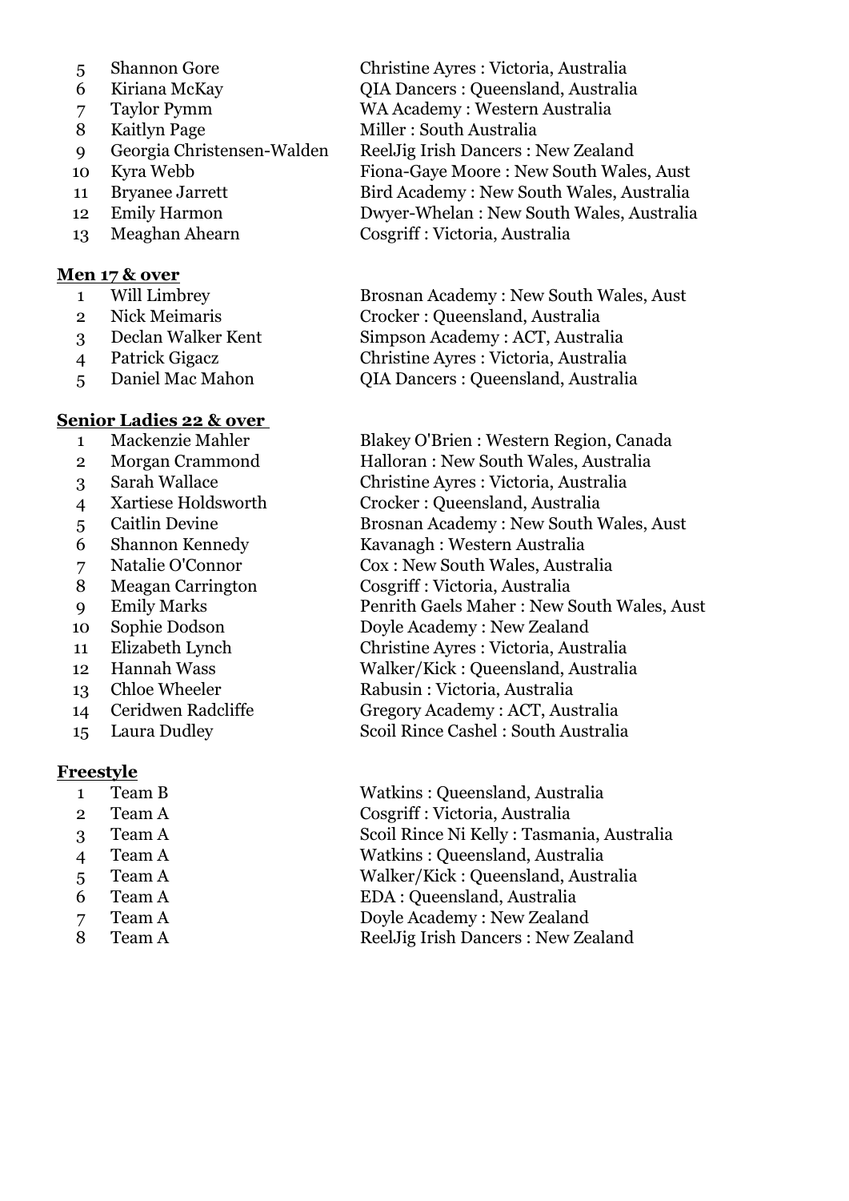| | | |
|---|---|---|
| 5 | Shannon Gore | Christine Ayres : Victoria, Australia |
| 6 | Kiriana McKay | QIA Dancers : Queensland, Australia |
| 7 | Taylor Pymm | WA Academy : Western Australia |
| 8 | Kaitlyn Page | Miller : South Australia |
| 9 | Georgia Christensen-Walden | ReelJig Irish Dancers : New Zealand |
| 10 | Kyra Webb | Fiona-Gaye Moore : New South Wales, Aust |
| 11 | Bryanee Jarrett | Bird Academy : New South Wales, Australia |
| 12 | Emily Harmon | Dwyer-Whelan : New South Wales, Australia |
| 13 | Meaghan Ahearn | Cosgriff : Victoria, Australia |

**Men 17 & over**

| | | |
|---|---|---|
| 1 | Will Limbrey | Brosnan Academy : New South Wales, Aust |
| 2 | Nick Meimaris | Crocker : Queensland, Australia |
| 3 | Declan Walker Kent | Simpson Academy : ACT, Australia |
| 4 | Patrick Gigacz | Christine Ayres : Victoria, Australia |
| 5 | Daniel Mac Mahon | QIA Dancers : Queensland, Australia |

**Senior Ladies 22 & over**

| | | |
|---|---|---|
| 1 | Mackenzie Mahler | Blakey O'Brien : Western Region, Canada |
| 2 | Morgan Crammond | Halloran : New South Wales, Australia |
| 3 | Sarah Wallace | Christine Ayres : Victoria, Australia |
| 4 | Xartiese Holdsworth | Crocker : Queensland, Australia |
| 5 | Caitlin Devine | Brosnan Academy : New South Wales, Aust |
| 6 | Shannon Kennedy | Kavanagh : Western Australia |
| 7 | Natalie O'Connor | Cox : New South Wales, Australia |
| 8 | Meagan Carrington | Cosgriff : Victoria, Australia |
| 9 | Emily Marks | Penrith Gaels Maher : New South Wales, Aust |
| 10 | Sophie Dodson | Doyle Academy : New Zealand |
| 11 | Elizabeth Lynch | Christine Ayres : Victoria, Australia |
| 12 | Hannah Wass | Walker/Kick : Queensland, Australia |
| 13 | Chloe Wheeler | Rabusin : Victoria, Australia |
| 14 | Ceridwen Radcliffe | Gregory Academy : ACT, Australia |
| 15 | Laura Dudley | Scoil Rince Cashel : South Australia |

**Freestyle**

| | | |
|---|---|---|
| 1 | Team B | Watkins : Queensland, Australia |
| 2 | Team A | Cosgriff : Victoria, Australia |
| 3 | Team A | Scoil Rince Ni Kelly : Tasmania, Australia |
| 4 | Team A | Watkins : Queensland, Australia |
| 5 | Team A | Walker/Kick : Queensland, Australia |
| 6 | Team A | EDA : Queensland, Australia |
| 7 | Team A | Doyle Academy : New Zealand |
| 8 | Team A | ReelJig Irish Dancers : New Zealand |